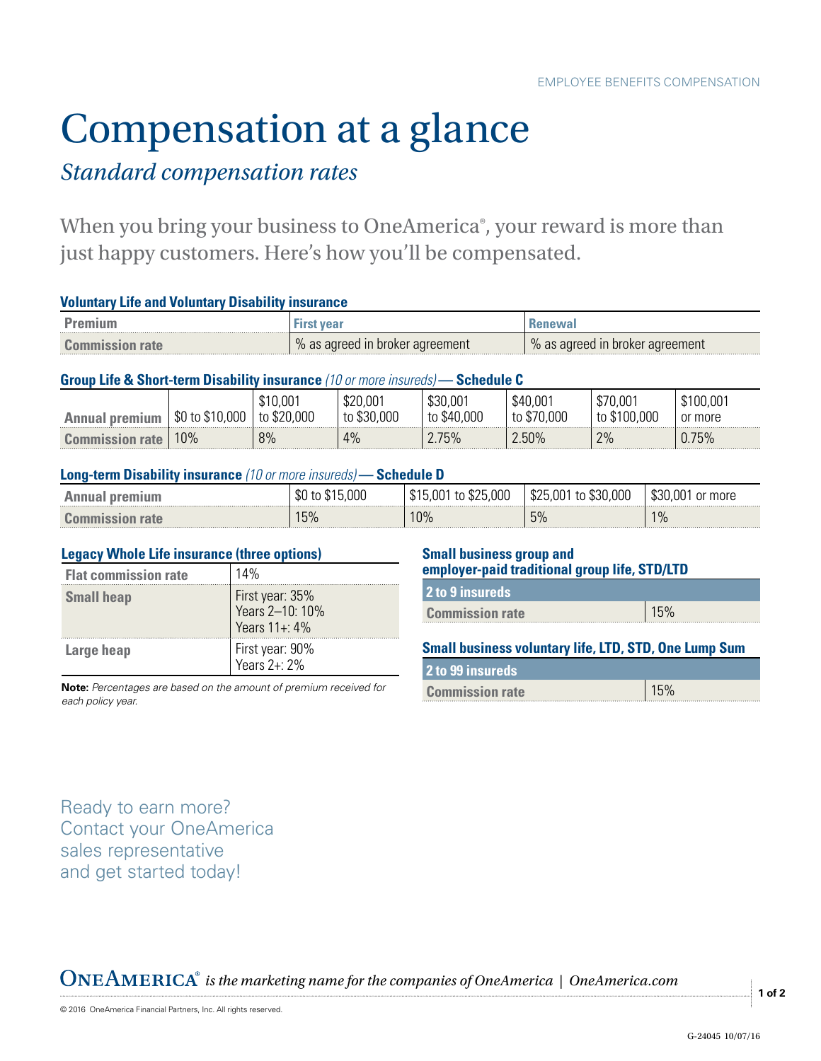EMPLOYEE BENEFITS COMPENSATION

# Compensation at a glance

## *Standard compensation rates*

When you bring your business to OneAmerica®, your reward is more than just happy customers. Here's how you'll be compensated.

### Voluntary Life and Voluntary Disability insurance

| Premium | First year | Renewal |
|---|---|---|
| Commission rate | % as agreed in broker agreement | % as agreed in broker agreement |

### Group Life & Short-term Disability insurance *(10 or more insureds)* — Schedule C

| Annual premium | $0 to $10,000 | $10,001 to $20,000 | $20,001 to $30,000 | $30,001 to $40,000 | $40,001 to $70,000 | $70,001 to $100,000 | $100,001 or more |
|---|---|---|---|---|---|---|---|
| Commission rate | 10% | 8% | 4% | 2.75% | 2.50% | 2% | 0.75% |

### Long-term Disability insurance *(10 or more insureds)* — Schedule D

| Annual premium | $0 to $15,000 | $15,001 to $25,000 | $25,001 to $30,000 | $30,001 or more |
|---|---|---|---|---|
| Commission rate | 15% | 10% | 5% | 1% |

### Legacy Whole Life insurance (three options)

| | |
|---|---|
| Flat commission rate | 14% |
| Small heap | First year: 35%<br>Years 2–10: 10%<br>Years 11+: 4% |
| Large heap | First year: 90%<br>Years 2+: 2% |

**Note:** *Percentages are based on the amount of premium received for each policy year.*

### Small business group and employer-paid traditional group life, STD/LTD

| 2 to 9 insureds | |
|---|---|
| Commission rate | 15% |

### Small business voluntary life, LTD, STD, One Lump Sum

| 2 to 99 insureds | |
|---|---|
| Commission rate | 15% |

Ready to earn more?
Contact your OneAmerica sales representative and get started today!

ONEAMERICA® *is the marketing name for the companies of OneAmerica | OneAmerica.com*

© 2016 OneAmerica Financial Partners, Inc. All rights reserved.

G-24045 10/07/16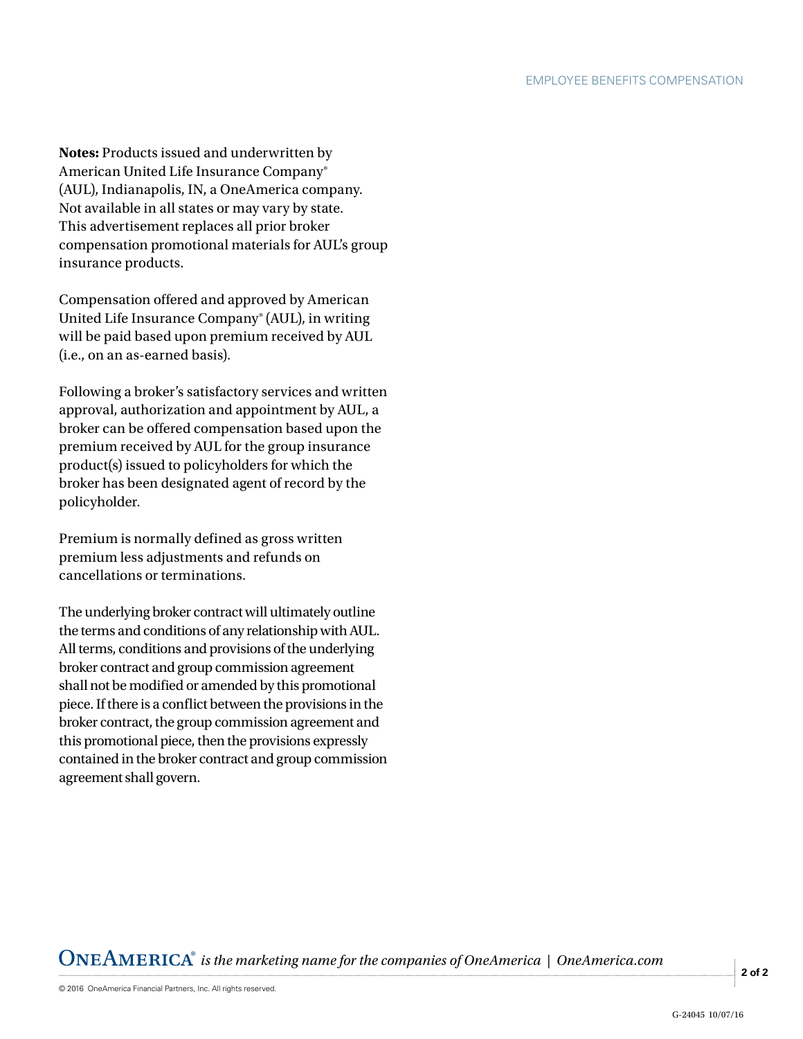**Notes:** Products issued and underwritten by American United Life Insurance Company® (AUL), Indianapolis, IN, a OneAmerica company. Not available in all states or may vary by state. This advertisement replaces all prior broker compensation promotional materials for AUL's group insurance products.

Compensation offered and approved by American United Life Insurance Company® (AUL), in writing will be paid based upon premium received by AUL (i.e., on an as-earned basis).

Following a broker's satisfactory services and written approval, authorization and appointment by AUL, a broker can be offered compensation based upon the premium received by AUL for the group insurance product(s) issued to policyholders for which the broker has been designated agent of record by the policyholder.

Premium is normally defined as gross written premium less adjustments and refunds on cancellations or terminations.

The underlying broker contract will ultimately outline the terms and conditions of any relationship with AUL. All terms, conditions and provisions of the underlying broker contract and group commission agreement shall not be modified or amended by this promotional piece. If there is a conflict between the provisions in the broker contract, the group commission agreement and this promotional piece, then the provisions expressly contained in the broker contract and group commission agreement shall govern.

ONEAMERICA® *is the marketing name for the companies of OneAmerica | OneAmerica.com*

© 2016 OneAmerica Financial Partners, Inc. All rights reserved.

G-24045 10/07/16